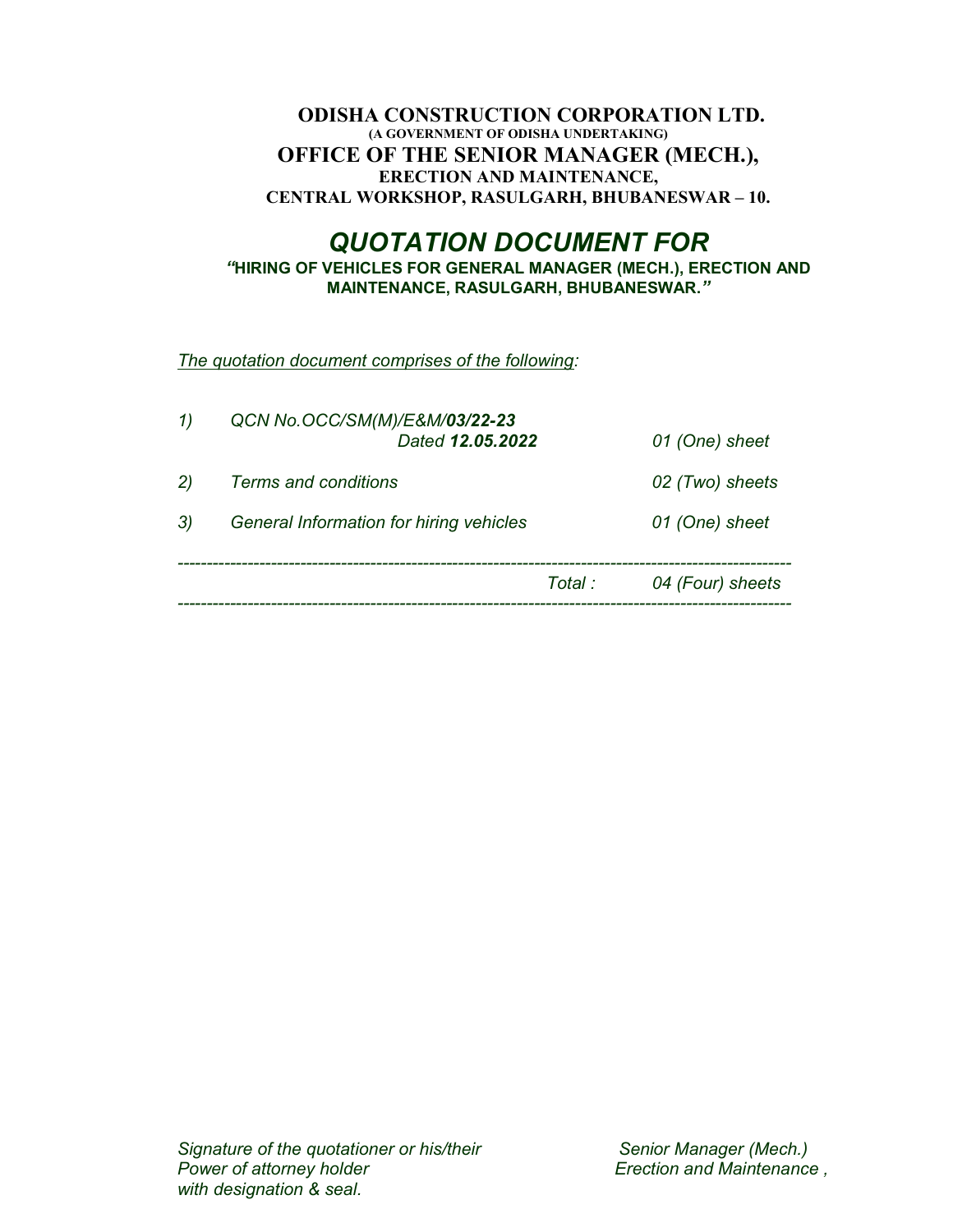**ODISHA CONSTRUCTION CORPORATION LTD.**
**(A GOVERNMENT OF ODISHA UNDERTAKING)**
**OFFICE OF THE SENIOR MANAGER (MECH.),**
**ERECTION AND MAINTENANCE,**
**CENTRAL WORKSHOP, RASULGARH, BHUBANESWAR – 10.**

# *QUOTATION DOCUMENT FOR*

***"HIRING OF VEHICLES FOR GENERAL MANAGER (MECH.), ERECTION AND MAINTENANCE, RASULGARH, BHUBANESWAR."***

*The quotation document comprises of the following:*

| | | |
|---|---|---|
| *1)* | *QCN No.OCC/SM(M)/E&M/**03/22-23*** *Dated **12.05.2022*** | *01 (One) sheet* |
| *2)* | *Terms and conditions* | *02 (Two) sheets* |
| *3)* | *General Information for hiring vehicles* | *01 (One) sheet* |
| | *Total :* | *04 (Four) sheets* |

*Signature of the quotationer or his/their Power of attorney holder with designation & seal.*

*Senior Manager (Mech.) Erection and Maintenance ,*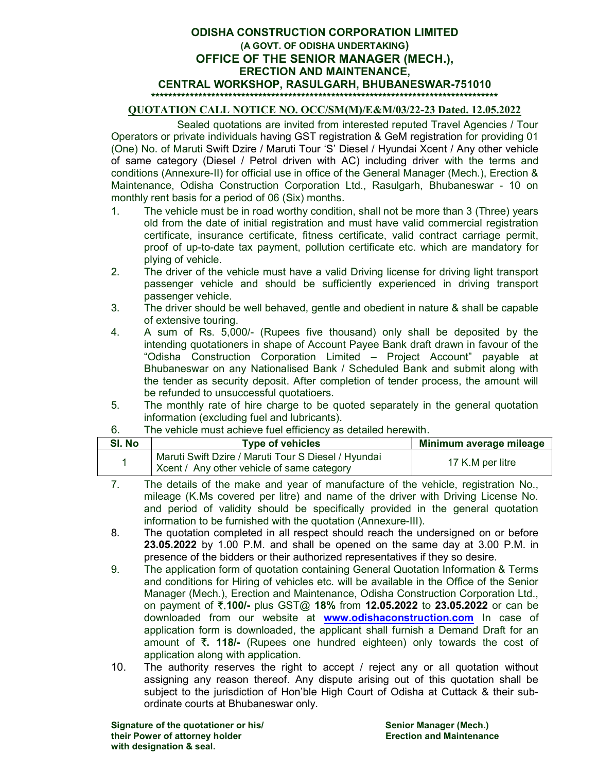**ODISHA CONSTRUCTION CORPORATION LIMITED**
**(A GOVT. OF ODISHA UNDERTAKING)**
**OFFICE OF THE SENIOR MANAGER (MECH.),**
**ERECTION AND MAINTENANCE,**
**CENTRAL WORKSHOP, RASULGARH, BHUBANESWAR-751010**
**************************************************************************************

**QUOTATION CALL NOTICE NO. OCC/SM(M)/E&M/03/22-23 Dated. 12.05.2022**

Sealed quotations are invited from interested reputed Travel Agencies / Tour Operators or private individuals having GST registration & GeM registration for providing 01 (One) No. of Maruti Swift Dzire / Maruti Tour 'S' Diesel / Hyundai Xcent / Any other vehicle of same category (Diesel / Petrol driven with AC) including driver with the terms and conditions (Annexure-II) for official use in office of the General Manager (Mech.), Erection & Maintenance, Odisha Construction Corporation Ltd., Rasulgarh, Bhubaneswar - 10 on monthly rent basis for a period of 06 (Six) months.

1. The vehicle must be in road worthy condition, shall not be more than 3 (Three) years old from the date of initial registration and must have valid commercial registration certificate, insurance certificate, fitness certificate, valid contract carriage permit, proof of up-to-date tax payment, pollution certificate etc. which are mandatory for plying of vehicle.
2. The driver of the vehicle must have a valid Driving license for driving light transport passenger vehicle and should be sufficiently experienced in driving transport passenger vehicle.
3. The driver should be well behaved, gentle and obedient in nature & shall be capable of extensive touring.
4. A sum of Rs. 5,000/- (Rupees five thousand) only shall be deposited by the intending quotationers in shape of Account Payee Bank draft drawn in favour of the "Odisha Construction Corporation Limited – Project Account" payable at Bhubaneswar on any Nationalised Bank / Scheduled Bank and submit along with the tender as security deposit. After completion of tender process, the amount will be refunded to unsuccessful quotatioers.
5. The monthly rate of hire charge to be quoted separately in the general quotation information (excluding fuel and lubricants).
6. The vehicle must achieve fuel efficiency as detailed herewith.

| Sl. No | Type of vehicles | Minimum average mileage |
|---|---|---|
| 1 | Maruti Swift Dzire / Maruti Tour S Diesel / Hyundai Xcent / Any other vehicle of same category | 17 K.M per litre |

7. The details of the make and year of manufacture of the vehicle, registration No., mileage (K.Ms covered per litre) and name of the driver with Driving License No. and period of validity should be specifically provided in the general quotation information to be furnished with the quotation (Annexure-III).
8. The quotation completed in all respect should reach the undersigned on or before **23.05.2022** by 1.00 P.M. and shall be opened on the same day at 3.00 P.M. in presence of the bidders or their authorized representatives if they so desire.
9. The application form of quotation containing General Quotation Information & Terms and conditions for Hiring of vehicles etc. will be available in the Office of the Senior Manager (Mech.), Erection and Maintenance, Odisha Construction Corporation Ltd., on payment of **₹.100/-** plus GST@ **18%** from **12.05.2022** to **23.05.2022** or can be downloaded from our website at **www.odishaconstruction.com** In case of application form is downloaded, the applicant shall furnish a Demand Draft for an amount of **₹. 118/-** (Rupees one hundred eighteen) only towards the cost of application along with application.
10. The authority reserves the right to accept / reject any or all quotation without assigning any reason thereof. Any dispute arising out of this quotation shall be subject to the jurisdiction of Hon'ble High Court of Odisha at Cuttack & their sub-ordinate courts at Bhubaneswar only.

**Signature of the quotationer or his/ their Power of attorney holder with designation & seal.**

**Senior Manager (Mech.)**
**Erection and Maintenance**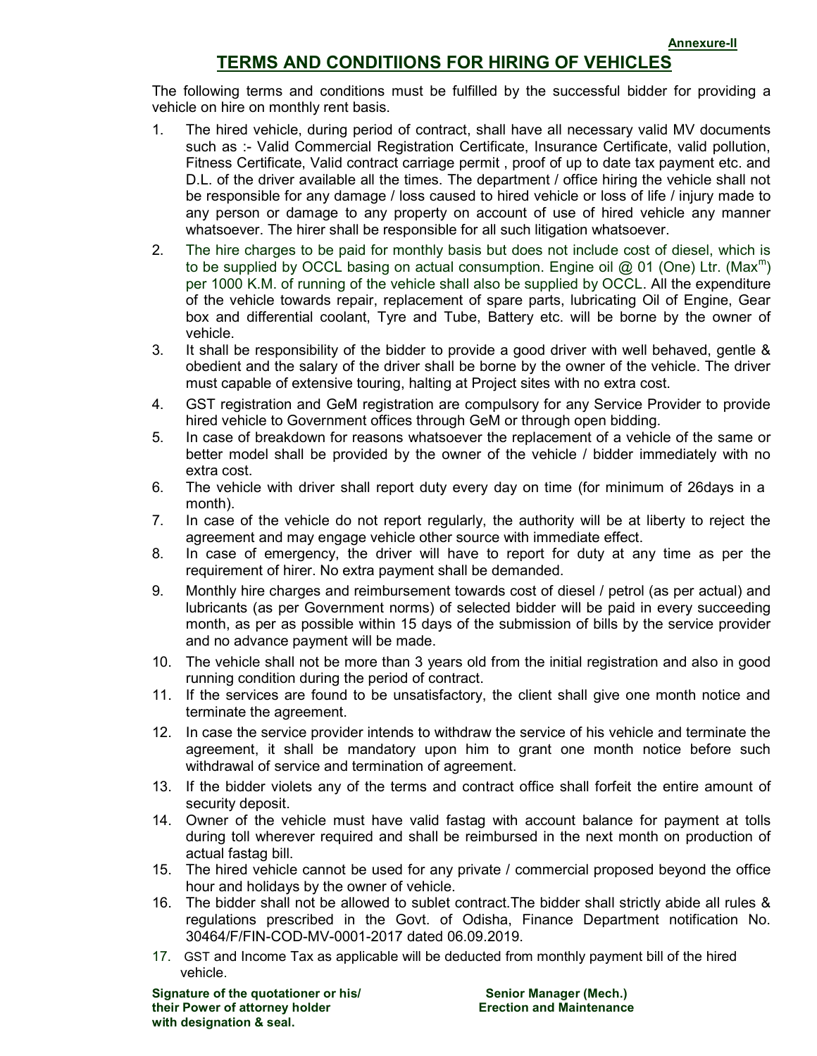**Annexure-II**

# TERMS AND CONDITIIONS FOR HIRING OF VEHICLES

The following terms and conditions must be fulfilled by the successful bidder for providing a vehicle on hire on monthly rent basis.

1. The hired vehicle, during period of contract, shall have all necessary valid MV documents such as :- Valid Commercial Registration Certificate, Insurance Certificate, valid pollution, Fitness Certificate, Valid contract carriage permit , proof of up to date tax payment etc. and D.L. of the driver available all the times. The department / office hiring the vehicle shall not be responsible for any damage / loss caused to hired vehicle or loss of life / injury made to any person or damage to any property on account of use of hired vehicle any manner whatsoever. The hirer shall be responsible for all such litigation whatsoever.
2. The hire charges to be paid for monthly basis but does not include cost of diesel, which is to be supplied by OCCL basing on actual consumption. Engine oil @ 01 (One) Ltr. ($Max^m$) per 1000 K.M. of running of the vehicle shall also be supplied by OCCL. All the expenditure of the vehicle towards repair, replacement of spare parts, lubricating Oil of Engine, Gear box and differential coolant, Tyre and Tube, Battery etc. will be borne by the owner of vehicle.
3. It shall be responsibility of the bidder to provide a good driver with well behaved, gentle & obedient and the salary of the driver shall be borne by the owner of the vehicle. The driver must capable of extensive touring, halting at Project sites with no extra cost.
4. GST registration and GeM registration are compulsory for any Service Provider to provide hired vehicle to Government offices through GeM or through open bidding.
5. In case of breakdown for reasons whatsoever the replacement of a vehicle of the same or better model shall be provided by the owner of the vehicle / bidder immediately with no extra cost.
6. The vehicle with driver shall report duty every day on time (for minimum of 26days in a month).
7. In case of the vehicle do not report regularly, the authority will be at liberty to reject the agreement and may engage vehicle other source with immediate effect.
8. In case of emergency, the driver will have to report for duty at any time as per the requirement of hirer. No extra payment shall be demanded.
9. Monthly hire charges and reimbursement towards cost of diesel / petrol (as per actual) and lubricants (as per Government norms) of selected bidder will be paid in every succeeding month, as per as possible within 15 days of the submission of bills by the service provider and no advance payment will be made.
10. The vehicle shall not be more than 3 years old from the initial registration and also in good running condition during the period of contract.
11. If the services are found to be unsatisfactory, the client shall give one month notice and terminate the agreement.
12. In case the service provider intends to withdraw the service of his vehicle and terminate the agreement, it shall be mandatory upon him to grant one month notice before such withdrawal of service and termination of agreement.
13. If the bidder violets any of the terms and contract office shall forfeit the entire amount of security deposit.
14. Owner of the vehicle must have valid fastag with account balance for payment at tolls during toll wherever required and shall be reimbursed in the next month on production of actual fastag bill.
15. The hired vehicle cannot be used for any private / commercial proposed beyond the office hour and holidays by the owner of vehicle.
16. The bidder shall not be allowed to sublet contract.The bidder shall strictly abide all rules & regulations prescribed in the Govt. of Odisha, Finance Department notification No. 30464/F/FIN-COD-MV-0001-2017 dated 06.09.2019.
17. GST and Income Tax as applicable will be deducted from monthly payment bill of the hired vehicle.

**Signature of the quotationer or his/ their Power of attorney holder with designation & seal.**

**Senior Manager (Mech.) Erection and Maintenance**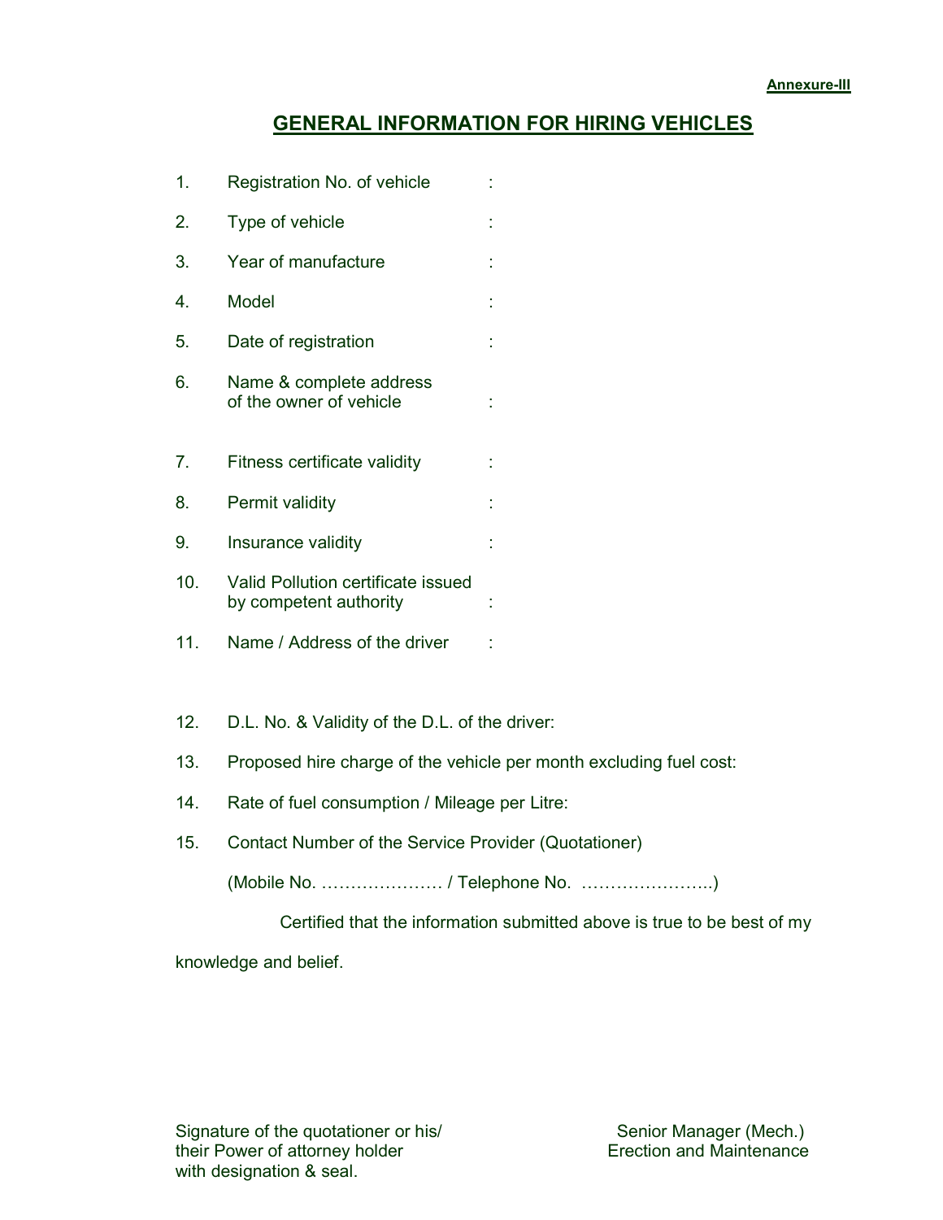**Annexure-III**

# GENERAL INFORMATION FOR HIRING VEHICLES

1. Registration No. of vehicle :
2. Type of vehicle :
3. Year of manufacture :
4. Model :
5. Date of registration :
6. Name & complete address of the owner of vehicle :
7. Fitness certificate validity :
8. Permit validity :
9. Insurance validity :
10. Valid Pollution certificate issued by competent authority :
11. Name / Address of the driver :
12. D.L. No. & Validity of the D.L. of the driver:
13. Proposed hire charge of the vehicle per month excluding fuel cost:
14. Rate of fuel consumption / Mileage per Litre:
15. Contact Number of the Service Provider (Quotationer)

    (Mobile No. ………………… / Telephone No. …………………..)

Certified that the information submitted above is true to be best of my knowledge and belief.

Signature of the quotationer or his/
their Power of attorney holder
with designation & seal.

Senior Manager (Mech.)
Erection and Maintenance